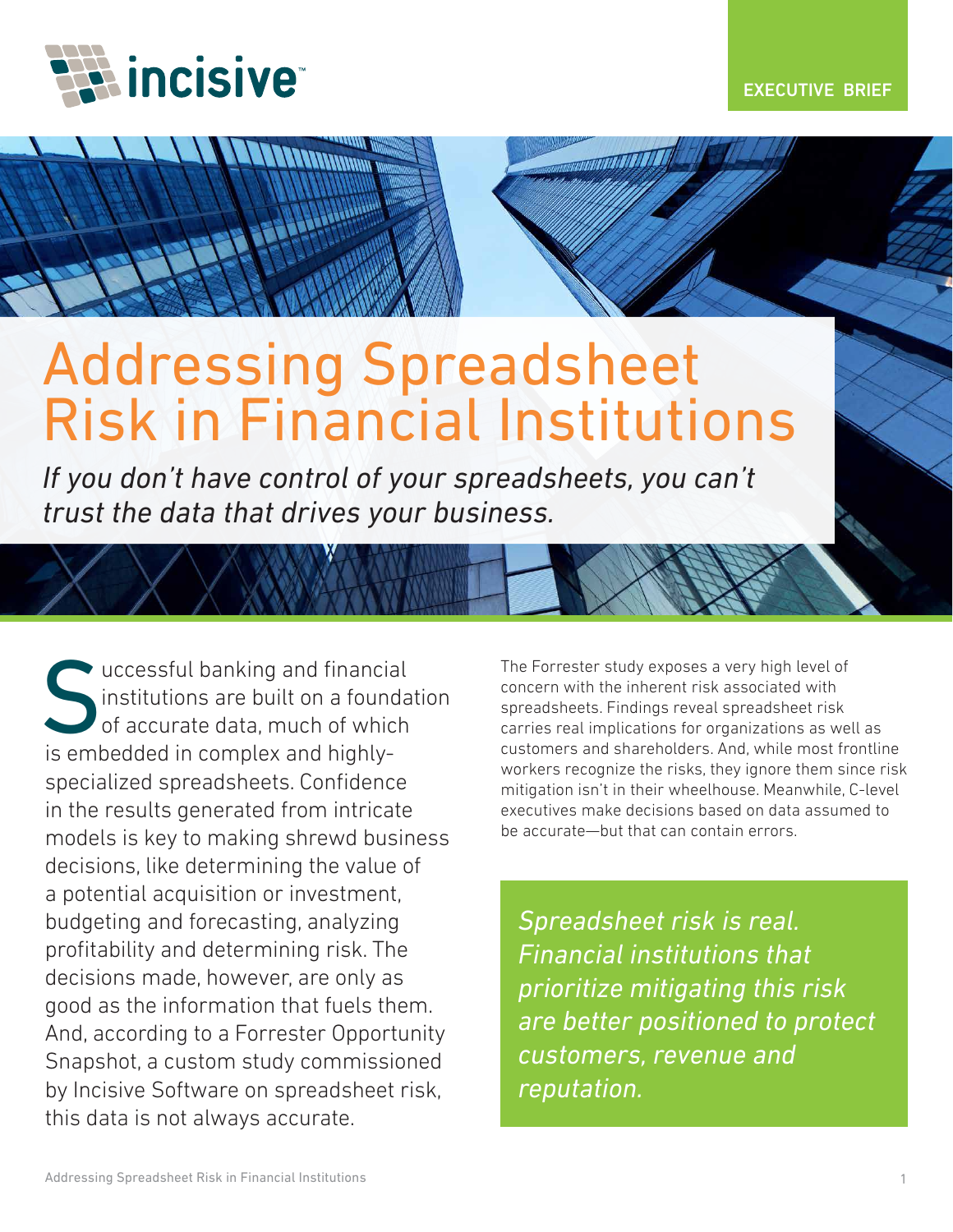incisive™

EXECUTIVE BRIEF

# Addressing Spreadsheet Risk in Financial Institutions

*If you don't have control of your spreadsheets, you can't trust the data that drives your business.*

Successful banking and financial institutions are built on a foundation of accurate data, much of which is embedded in complex and highly-specialized spreadsheets. Confidence in the results generated from intricate models is key to making shrewd business decisions, like determining the value of a potential acquisition or investment, budgeting and forecasting, analyzing profitability and determining risk. The decisions made, however, are only as good as the information that fuels them. And, according to a Forrester Opportunity Snapshot, a custom study commissioned by Incisive Software on spreadsheet risk, this data is not always accurate.

The Forrester study exposes a very high level of concern with the inherent risk associated with spreadsheets. Findings reveal spreadsheet risk carries real implications for organizations as well as customers and shareholders. And, while most frontline workers recognize the risks, they ignore them since risk mitigation isn't in their wheelhouse. Meanwhile, C-level executives make decisions based on data assumed to be accurate—but that can contain errors.

*Spreadsheet risk is real. Financial institutions that prioritize mitigating this risk are better positioned to protect customers, revenue and reputation.*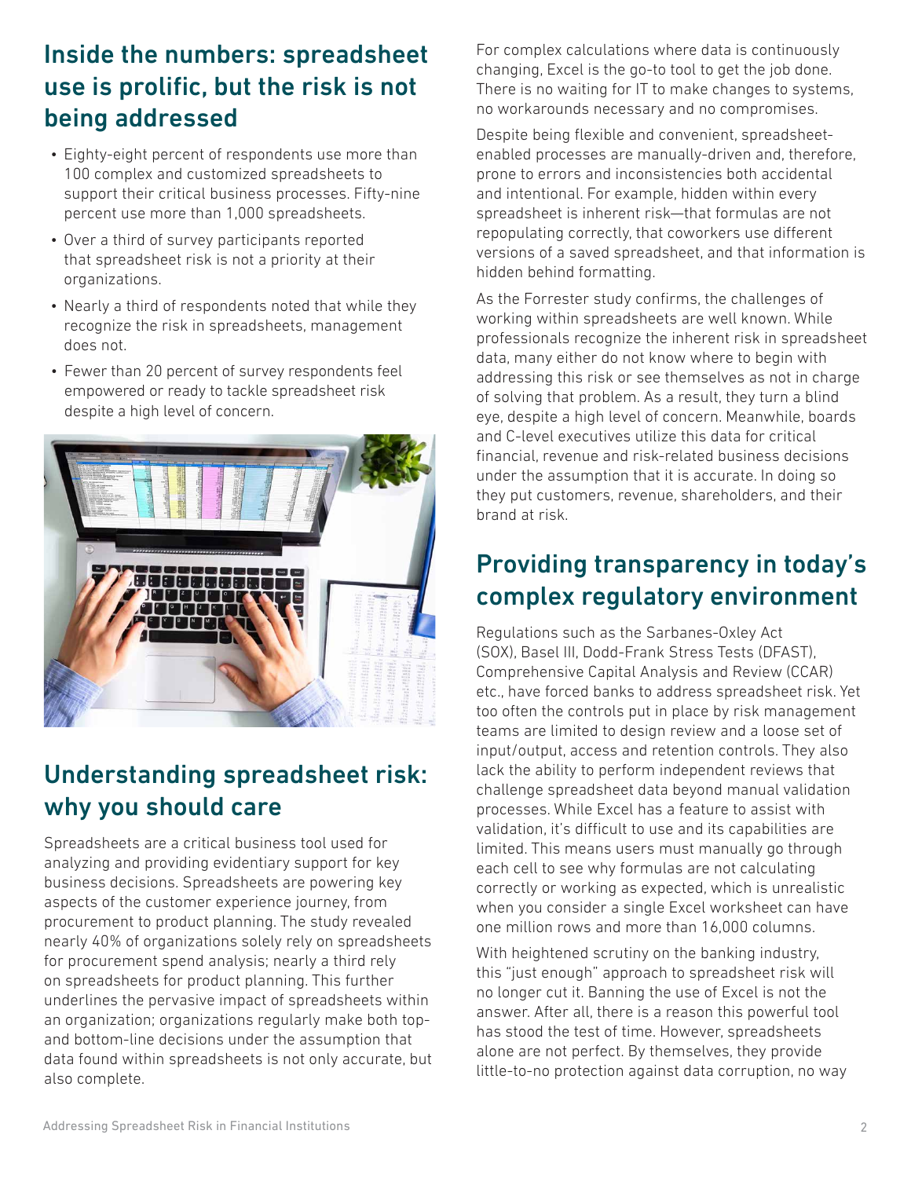## Inside the numbers: spreadsheet use is prolific, but the risk is not being addressed

- Eighty-eight percent of respondents use more than 100 complex and customized spreadsheets to support their critical business processes. Fifty-nine percent use more than 1,000 spreadsheets.
- Over a third of survey participants reported that spreadsheet risk is not a priority at their organizations.
- Nearly a third of respondents noted that while they recognize the risk in spreadsheets, management does not.
- Fewer than 20 percent of survey respondents feel empowered or ready to tackle spreadsheet risk despite a high level of concern.

## Understanding spreadsheet risk: why you should care

Spreadsheets are a critical business tool used for analyzing and providing evidentiary support for key business decisions. Spreadsheets are powering key aspects of the customer experience journey, from procurement to product planning. The study revealed nearly 40% of organizations solely rely on spreadsheets for procurement spend analysis; nearly a third rely on spreadsheets for product planning. This further underlines the pervasive impact of spreadsheets within an organization; organizations regularly make both top- and bottom-line decisions under the assumption that data found within spreadsheets is not only accurate, but also complete.

For complex calculations where data is continuously changing, Excel is the go-to tool to get the job done. There is no waiting for IT to make changes to systems, no workarounds necessary and no compromises.

Despite being flexible and convenient, spreadsheet-enabled processes are manually-driven and, therefore, prone to errors and inconsistencies both accidental and intentional. For example, hidden within every spreadsheet is inherent risk—that formulas are not repopulating correctly, that coworkers use different versions of a saved spreadsheet, and that information is hidden behind formatting.

As the Forrester study confirms, the challenges of working within spreadsheets are well known. While professionals recognize the inherent risk in spreadsheet data, many either do not know where to begin with addressing this risk or see themselves as not in charge of solving that problem. As a result, they turn a blind eye, despite a high level of concern. Meanwhile, boards and C-level executives utilize this data for critical financial, revenue and risk-related business decisions under the assumption that it is accurate. In doing so they put customers, revenue, shareholders, and their brand at risk.

## Providing transparency in today's complex regulatory environment

Regulations such as the Sarbanes-Oxley Act (SOX), Basel III, Dodd-Frank Stress Tests (DFAST), Comprehensive Capital Analysis and Review (CCAR) etc., have forced banks to address spreadsheet risk. Yet too often the controls put in place by risk management teams are limited to design review and a loose set of input/output, access and retention controls. They also lack the ability to perform independent reviews that challenge spreadsheet data beyond manual validation processes. While Excel has a feature to assist with validation, it's difficult to use and its capabilities are limited. This means users must manually go through each cell to see why formulas are not calculating correctly or working as expected, which is unrealistic when you consider a single Excel worksheet can have one million rows and more than 16,000 columns.

With heightened scrutiny on the banking industry, this "just enough" approach to spreadsheet risk will no longer cut it. Banning the use of Excel is not the answer. After all, there is a reason this powerful tool has stood the test of time. However, spreadsheets alone are not perfect. By themselves, they provide little-to-no protection against data corruption, no way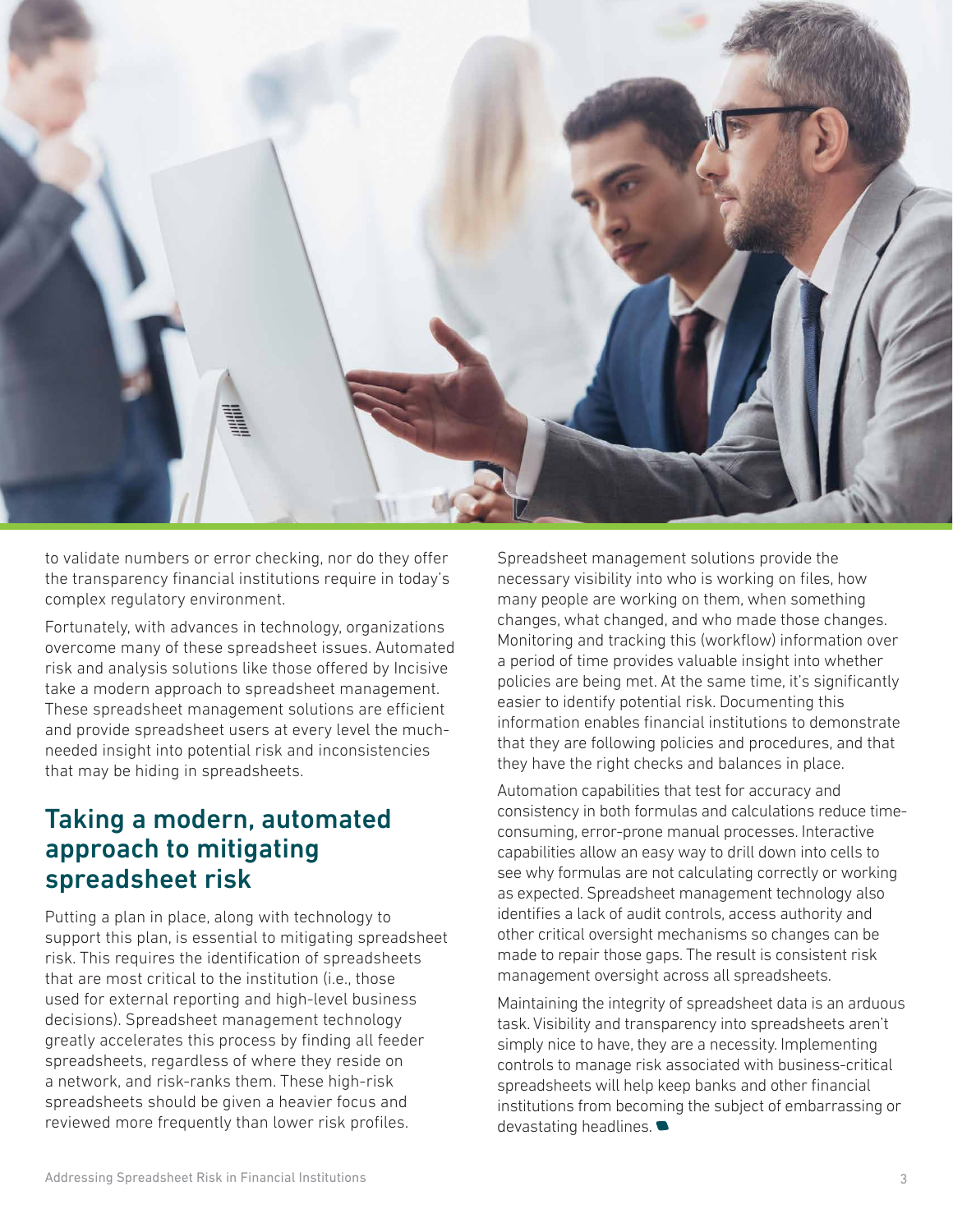to validate numbers or error checking, nor do they offer the transparency financial institutions require in today's complex regulatory environment.

Fortunately, with advances in technology, organizations overcome many of these spreadsheet issues. Automated risk and analysis solutions like those offered by Incisive take a modern approach to spreadsheet management. These spreadsheet management solutions are efficient and provide spreadsheet users at every level the much-needed insight into potential risk and inconsistencies that may be hiding in spreadsheets.

## Taking a modern, automated approach to mitigating spreadsheet risk

Putting a plan in place, along with technology to support this plan, is essential to mitigating spreadsheet risk. This requires the identification of spreadsheets that are most critical to the institution (i.e., those used for external reporting and high-level business decisions). Spreadsheet management technology greatly accelerates this process by finding all feeder spreadsheets, regardless of where they reside on a network, and risk-ranks them. These high-risk spreadsheets should be given a heavier focus and reviewed more frequently than lower risk profiles.

Spreadsheet management solutions provide the necessary visibility into who is working on files, how many people are working on them, when something changes, what changed, and who made those changes. Monitoring and tracking this (workflow) information over a period of time provides valuable insight into whether policies are being met. At the same time, it's significantly easier to identify potential risk. Documenting this information enables financial institutions to demonstrate that they are following policies and procedures, and that they have the right checks and balances in place.

Automation capabilities that test for accuracy and consistency in both formulas and calculations reduce time-consuming, error-prone manual processes. Interactive capabilities allow an easy way to drill down into cells to see why formulas are not calculating correctly or working as expected. Spreadsheet management technology also identifies a lack of audit controls, access authority and other critical oversight mechanisms so changes can be made to repair those gaps. The result is consistent risk management oversight across all spreadsheets.

Maintaining the integrity of spreadsheet data is an arduous task. Visibility and transparency into spreadsheets aren't simply nice to have, they are a necessity. Implementing controls to manage risk associated with business-critical spreadsheets will help keep banks and other financial institutions from becoming the subject of embarrassing or devastating headlines.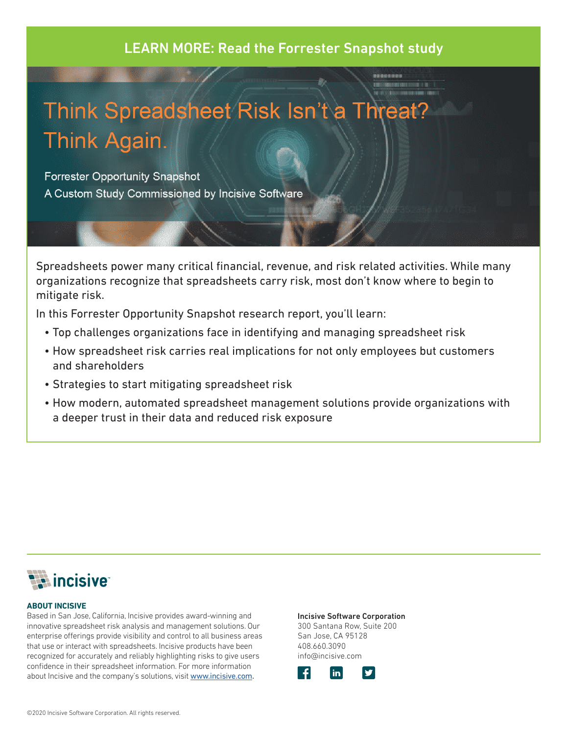LEARN MORE: Read the Forrester Snapshot study

# Think Spreadsheet Risk Isn't a Threat? Think Again.

Forrester Opportunity Snapshot

A Custom Study Commissioned by Incisive Software

Spreadsheets power many critical financial, revenue, and risk related activities. While many organizations recognize that spreadsheets carry risk, most don't know where to begin to mitigate risk.

In this Forrester Opportunity Snapshot research report, you'll learn:

- Top challenges organizations face in identifying and managing spreadsheet risk
- How spreadsheet risk carries real implications for not only employees but customers and shareholders
- Strategies to start mitigating spreadsheet risk
- How modern, automated spreadsheet management solutions provide organizations with a deeper trust in their data and reduced risk exposure

incisive

**ABOUT INCISIVE**

Based in San Jose, California, Incisive provides award-winning and innovative spreadsheet risk analysis and management solutions. Our enterprise offerings provide visibility and control to all business areas that use or interact with spreadsheets. Incisive products have been recognized for accurately and reliably highlighting risks to give users confidence in their spreadsheet information. For more information about Incisive and the company's solutions, visit www.incisive.com.

**Incisive Software Corporation**
300 Santana Row, Suite 200
San Jose, CA 95128
408.660.3090
info@incisive.com

©2020 Incisive Software Corporation. All rights reserved.